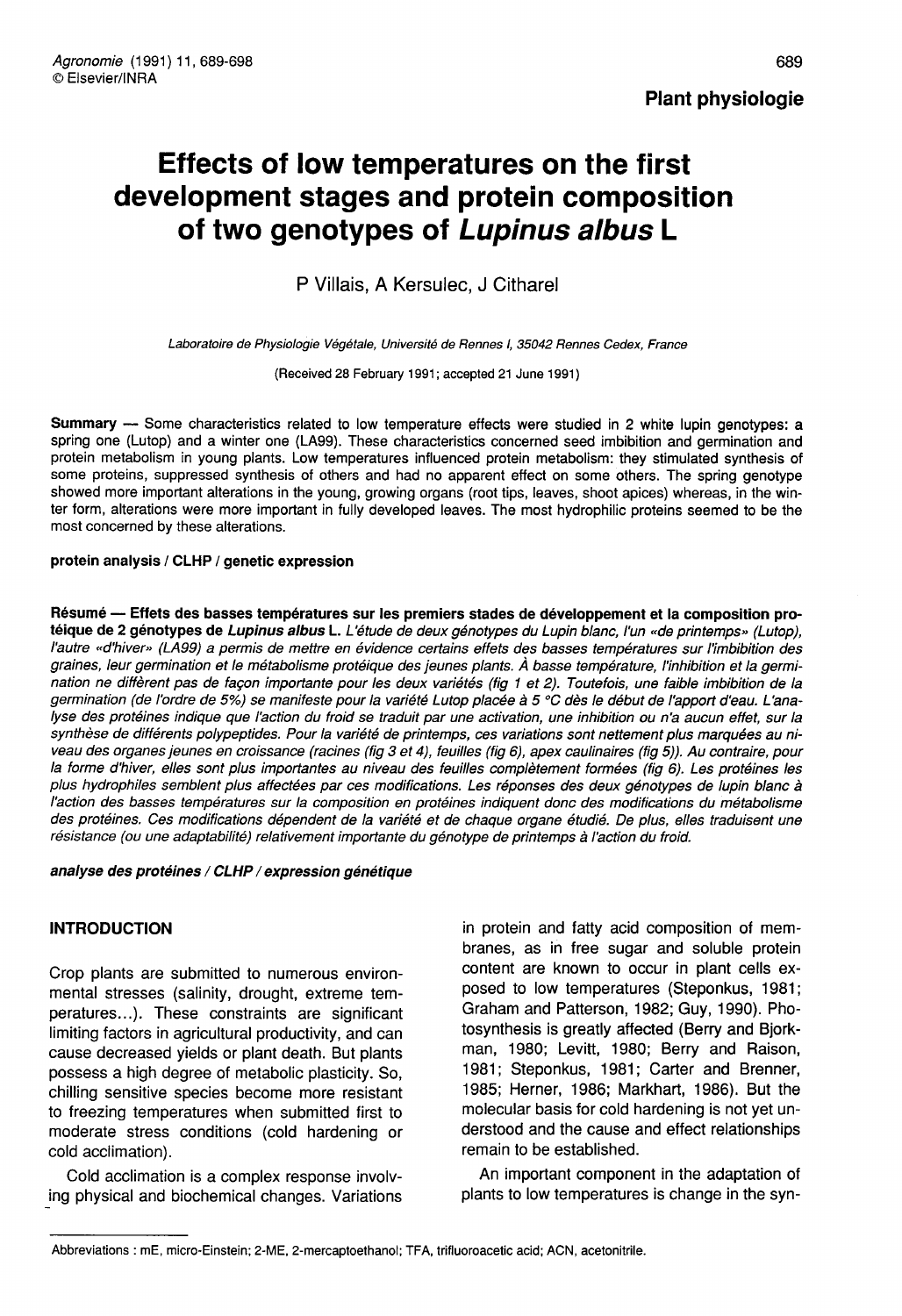**Plant physiologie**

# Effects of low temperatures on the first development stages and protein composition of two genotypes of *Lupinus albus* L

P Villais, A Kersulec, J Citharel

*Laboratoire de Physiologie Végétale, Université de Rennes I, 35042 Rennes Cedex, France*

(Received 28 February 1991; accepted 21 June 1991)

**Summary** — Some characteristics related to low temperature effects were studied in 2 white lupin genotypes: a spring one (Lutop) and a winter one (LA99). These characteristics concerned seed imbibition and germination and protein metabolism in young plants. Low temperatures influenced protein metabolism: they stimulated synthesis of some proteins, suppressed synthesis of others and had no apparent effect on some others. The spring genotype showed more important alterations in the young, growing organs (root tips, leaves, shoot apices) whereas, in the winter form, alterations were more important in fully developed leaves. The most hydrophilic proteins seemed to be the most concerned by these alterations.

**protein analysis / CLHP / genetic expression**

**Résumé** — **Effets des basses températures sur les premiers stades de développement et la composition protéique de 2 génotypes de *Lupinus albus* L.** *L'étude de deux génotypes du Lupin blanc, l'un «de printemps» (Lutop), l'autre «d'hiver» (LA99) a permis de mettre en évidence certains effets des basses températures sur l'imbibition des graines, leur germination et le métabolisme protéique des jeunes plants. À basse température, l'inhibition et la germination ne diffèrent pas de façon importante pour les deux variétés (fig 1 et 2). Toutefois, une faible imbibition de la germination (de l'ordre de 5%) se manifeste pour la variété Lutop placée à 5 °C dès le début de l'apport d'eau. L'analyse des protéines indique que l'action du froid se traduit par une activation, une inhibition ou n'a aucun effet, sur la synthèse de différents polypeptides. Pour la variété de printemps, ces variations sont nettement plus marquées au niveau des organes jeunes en croissance (racines (fig 3 et 4), feuilles (fig 6), apex caulinaires (fig 5)). Au contraire, pour la forme d'hiver, elles sont plus importantes au niveau des feuilles complètement formées (fig 6). Les protéines les plus hydrophiles semblent plus affectées par ces modifications. Les réponses des deux génotypes de lupin blanc à l'action des basses températures sur la composition en protéines indiquent donc des modifications du métabolisme des protéines. Ces modifications dépendent de la variété et de chaque organe étudié. De plus, elles traduisent une résistance (ou une adaptabilité) relativement importante du génotype de printemps à l'action du froid.*

**analyse des protéines / CLHP / expression génétique**

## INTRODUCTION

Crop plants are submitted to numerous environmental stresses (salinity, drought, extreme temperatures...). These constraints are significant limiting factors in agricultural productivity, and can cause decreased yields or plant death. But plants possess a high degree of metabolic plasticity. So, chilling sensitive species become more resistant to freezing temperatures when submitted first to moderate stress conditions (cold hardening or cold acclimation).

Cold acclimation is a complex response involving physical and biochemical changes. Variations in protein and fatty acid composition of membranes, as in free sugar and soluble protein content are known to occur in plant cells exposed to low temperatures (Steponkus, 1981; Graham and Patterson, 1982; Guy, 1990). Photosynthesis is greatly affected (Berry and Bjorkman, 1980; Levitt, 1980; Berry and Raison, 1981; Steponkus, 1981; Carter and Brenner, 1985; Herner, 1986; Markhart, 1986). But the molecular basis for cold hardening is not yet understood and the cause and effect relationships remain to be established.

An important component in the adaptation of plants to low temperatures is change in the syn-

Abbreviations : mE, micro-Einstein; 2-ME, 2-mercaptoethanol; TFA, trifluoroacetic acid; ACN, acetonitrile.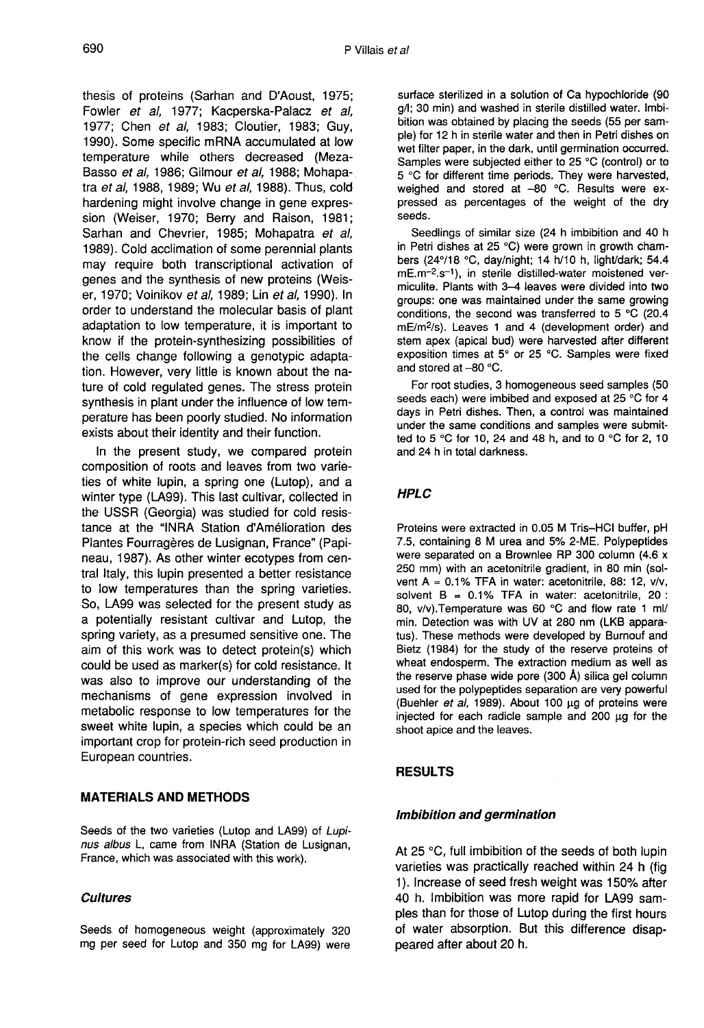thesis of proteins (Sarhan and D'Aoust, 1975; Fowler *et al*, 1977; Kacperska-Palacz *et al*, 1977; Chen *et al*, 1983; Cloutier, 1983; Guy, 1990). Some specific mRNA accumulated at low temperature while others decreased (Meza-Basso *et al*, 1986; Gilmour *et al*, 1988; Mohapatra *et al*, 1988, 1989; Wu *et al*, 1988). Thus, cold hardening might involve change in gene expression (Weiser, 1970; Berry and Raison, 1981; Sarhan and Chevrier, 1985; Mohapatra *et al*, 1989). Cold acclimation of some perennial plants may require both transcriptional activation of genes and the synthesis of new proteins (Weiser, 1970; Voinikov *et al*, 1989; Lin *et al*, 1990). In order to understand the molecular basis of plant adaptation to low temperature, it is important to know if the protein-synthesizing possibilities of the cells change following a genotypic adaptation. However, very little is known about the nature of cold regulated genes. The stress protein synthesis in plant under the influence of low temperature has been poorly studied. No information exists about their identity and their function.

In the present study, we compared protein composition of roots and leaves from two varieties of white lupin, a spring one (Lutop), and a winter type (LA99). This last cultivar, collected in the USSR (Georgia) was studied for cold resistance at the "INRA Station d'Amélioration des Plantes Fourragères de Lusignan, France" (Papineau, 1987). As other winter ecotypes from central Italy, this lupin presented a better resistance to low temperatures than the spring varieties. So, LA99 was selected for the present study as a potentially resistant cultivar and Lutop, the spring variety, as a presumed sensitive one. The aim of this work was to detect protein(s) which could be used as marker(s) for cold resistance. It was also to improve our understanding of the mechanisms of gene expression involved in metabolic response to low temperatures for the sweet white lupin, a species which could be an important crop for protein-rich seed production in European countries.

## MATERIALS AND METHODS

Seeds of the two varieties (Lutop and LA99) of *Lupinus albus* L, came from INRA (Station de Lusignan, France, which was associated with this work).

### Cultures

Seeds of homogeneous weight (approximately 320 mg per seed for Lutop and 350 mg for LA99) were surface sterilized in a solution of Ca hypochloride (90 g/l; 30 min) and washed in sterile distilled water. Imbibition was obtained by placing the seeds (55 per sample) for 12 h in sterile water and then in Petri dishes on wet filter paper, in the dark, until germination occurred. Samples were subjected either to 25 °C (control) or to 5 °C for different time periods. They were harvested, weighed and stored at –80 °C. Results were expressed as percentages of the weight of the dry seeds.

Seedlings of similar size (24 h imbibition and 40 h in Petri dishes at 25 °C) were grown in growth chambers (24°/18 °C, day/night; 14 h/10 h, light/dark; 54.4 $mE.m^{-2}.s^{-1}$), in sterile distilled-water moistened vermiculite. Plants with 3–4 leaves were divided into two groups: one was maintained under the same growing conditions, the second was transferred to 5 °C (20.4 $mE/m^2/s$). Leaves 1 and 4 (development order) and stem apex (apical bud) were harvested after different exposition times at 5° or 25 °C. Samples were fixed and stored at –80 °C.

For root studies, 3 homogeneous seed samples (50 seeds each) were imbibed and exposed at 25 °C for 4 days in Petri dishes. Then, a control was maintained under the same conditions and samples were submitted to 5 °C for 10, 24 and 48 h, and to 0 °C for 2, 10 and 24 h in total darkness.

### HPLC

Proteins were extracted in 0.05 M Tris–HCl buffer, pH 7.5, containing 8 M urea and 5% 2-ME. Polypeptides were separated on a Brownlee RP 300 column (4.6 x 250 mm) with an acetonitrile gradient, in 80 min (solvent A = 0.1% TFA in water: acetonitrile, 88: 12, v/v, solvent B = 0.1% TFA in water: acetonitrile, 20 : 80, v/v).Temperature was 60 °C and flow rate 1 ml/min. Detection was with UV at 280 nm (LKB apparatus). These methods were developed by Burnouf and Bietz (1984) for the study of the reserve proteins of wheat endosperm. The extraction medium as well as the reserve phase wide pore (300 Å) silica gel column used for the polypeptides separation are very powerful (Buehler *et al*, 1989). About 100 μg of proteins were injected for each radicle sample and 200 μg for the shoot apice and the leaves.

## RESULTS

### Imbibition and germination

At 25 °C, full imbibition of the seeds of both lupin varieties was practically reached within 24 h (fig 1). Increase of seed fresh weight was 150% after 40 h. Imbibition was more rapid for LA99 samples than for those of Lutop during the first hours of water absorption. But this difference disappeared after about 20 h.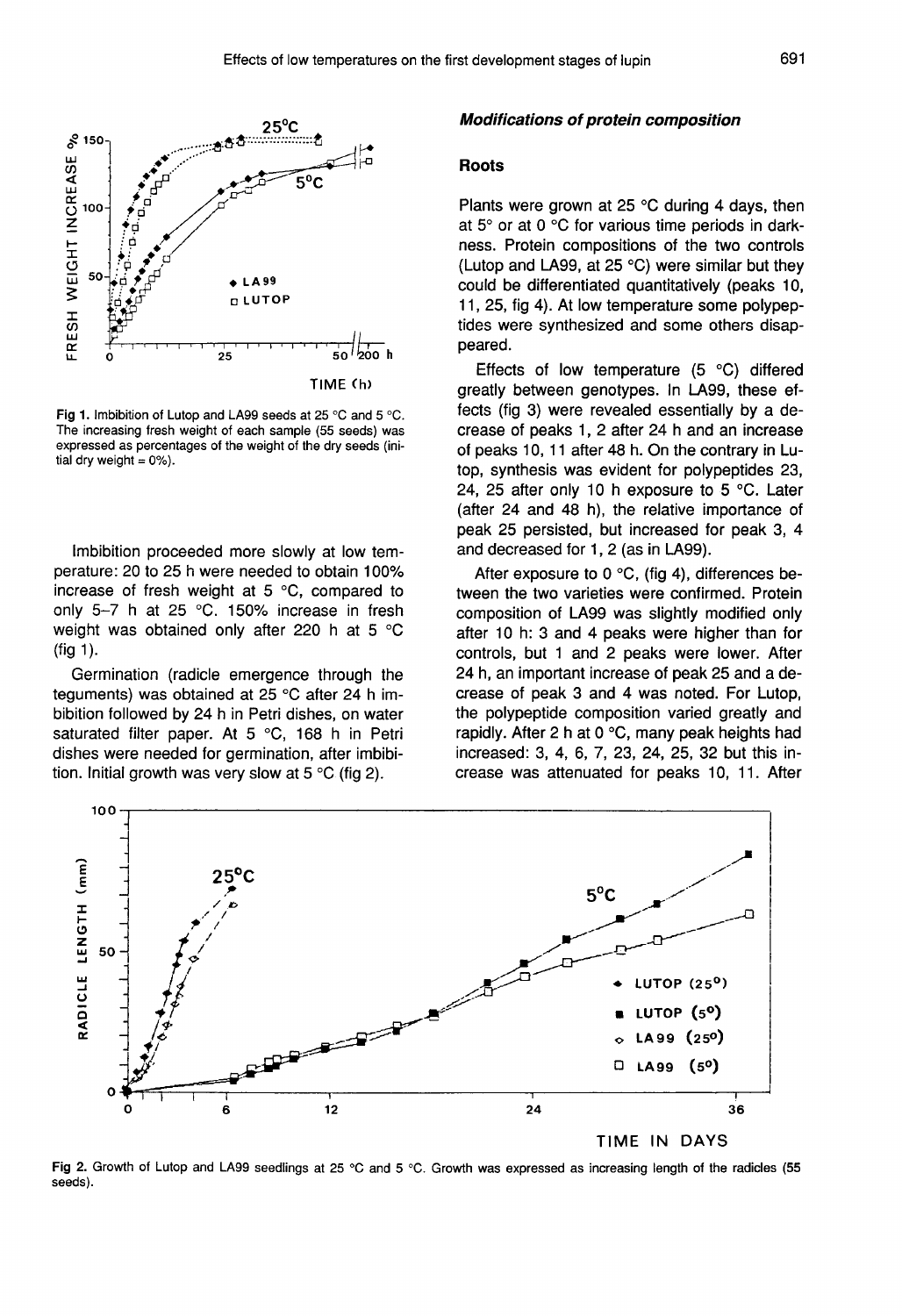Fig 1. Imbibition of Lutop and LA99 seeds at 25 °C and 5 °C. The increasing fresh weight of each sample (55 seeds) was expressed as percentages of the weight of the dry seeds (initial dry weight = 0%).

Imbibition proceeded more slowly at low temperature: 20 to 25 h were needed to obtain 100% increase of fresh weight at 5 °C, compared to only 5–7 h at 25 °C. 150% increase in fresh weight was obtained only after 220 h at 5 °C (fig 1).

Germination (radicle emergence through the teguments) was obtained at 25 °C after 24 h imbibition followed by 24 h in Petri dishes, on water saturated filter paper. At 5 °C, 168 h in Petri dishes were needed for germination, after imbibition. Initial growth was very slow at 5 °C (fig 2).

### *Modifications of protein composition*

#### Roots

Plants were grown at 25 °C during 4 days, then at 5° or at 0 °C for various time periods in darkness. Protein compositions of the two controls (Lutop and LA99, at 25 °C) were similar but they could be differentiated quantitatively (peaks 10, 11, 25, fig 4). At low temperature some polypeptides were synthesized and some others disappeared.

Effects of low temperature (5 °C) differed greatly between genotypes. In LA99, these effects (fig 3) were revealed essentially by a decrease of peaks 1, 2 after 24 h and an increase of peaks 10, 11 after 48 h. On the contrary in Lutop, synthesis was evident for polypeptides 23, 24, 25 after only 10 h exposure to 5 °C. Later (after 24 and 48 h), the relative importance of peak 25 persisted, but increased for peak 3, 4 and decreased for 1, 2 (as in LA99).

After exposure to 0 °C, (fig 4), differences between the two varieties were confirmed. Protein composition of LA99 was slightly modified only after 10 h: 3 and 4 peaks were higher than for controls, but 1 and 2 peaks were lower. After 24 h, an important increase of peak 25 and a decrease of peak 3 and 4 was noted. For Lutop, the polypeptide composition varied greatly and rapidly. After 2 h at 0 °C, many peak heights had increased: 3, 4, 6, 7, 23, 24, 25, 32 but this increase was attenuated for peaks 10, 11. After

Fig 2. Growth of Lutop and LA99 seedlings at 25 °C and 5 °C. Growth was expressed as increasing length of the radicles (55 seeds).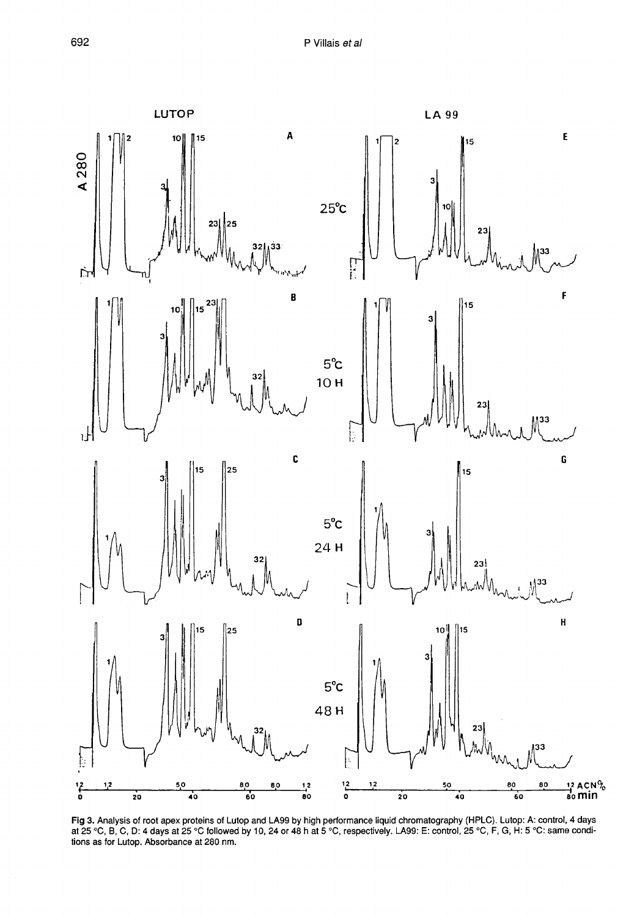**Fig 3.** Analysis of root apex proteins of Lutop and LA99 by high performance liquid chromatography (HPLC). Lutop: A: control, 4 days at 25 °C, B, C, D: 4 days at 25 °C followed by 10, 24 or 48 h at 5 °C, respectively. LA99: E: control, 25 °C, F, G, H: 5 °C: same conditions as for Lutop. Absorbance at 280 nm.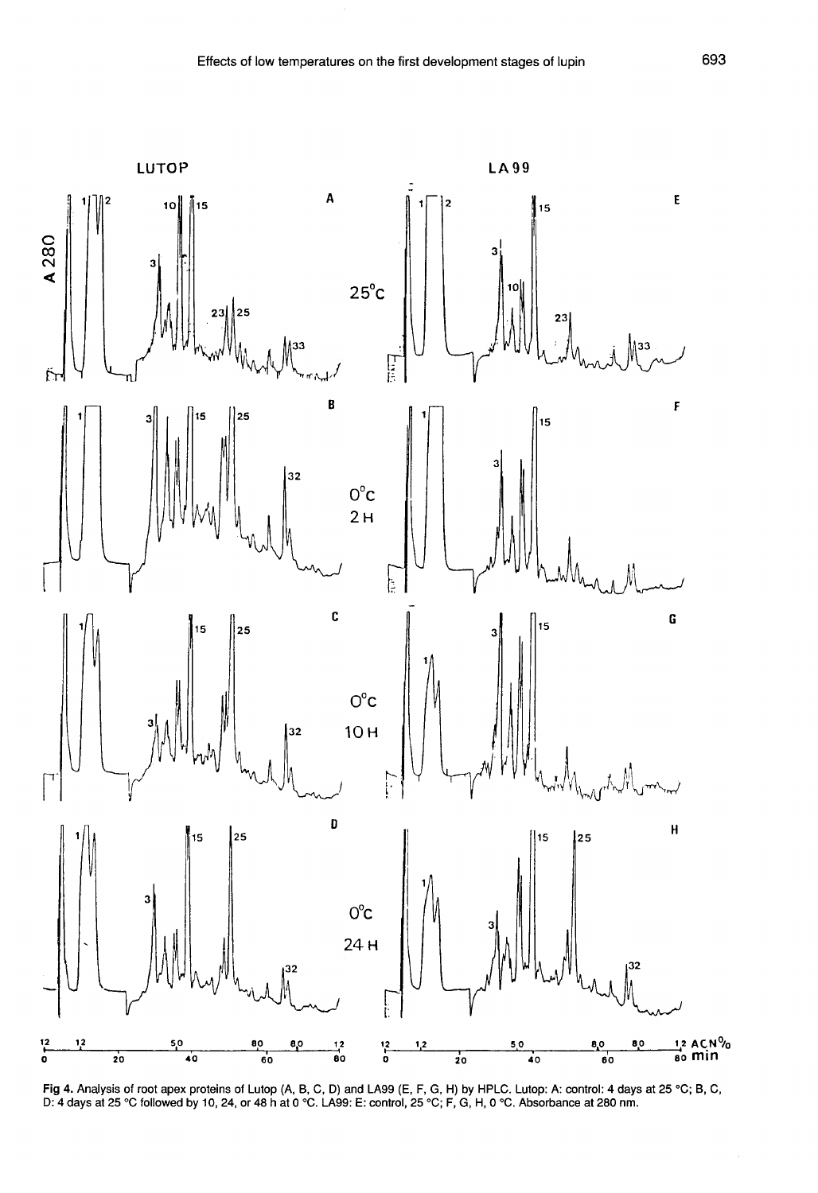**Fig 4.** Analysis of root apex proteins of Lutop (A, B, C, D) and LA99 (E, F, G, H) by HPLC. Lutop: A: control: 4 days at 25 °C; B, C, D: 4 days at 25 °C followed by 10, 24, or 48 h at 0 °C. LA99: E: control, 25 °C; F, G, H, 0 °C. Absorbance at 280 nm.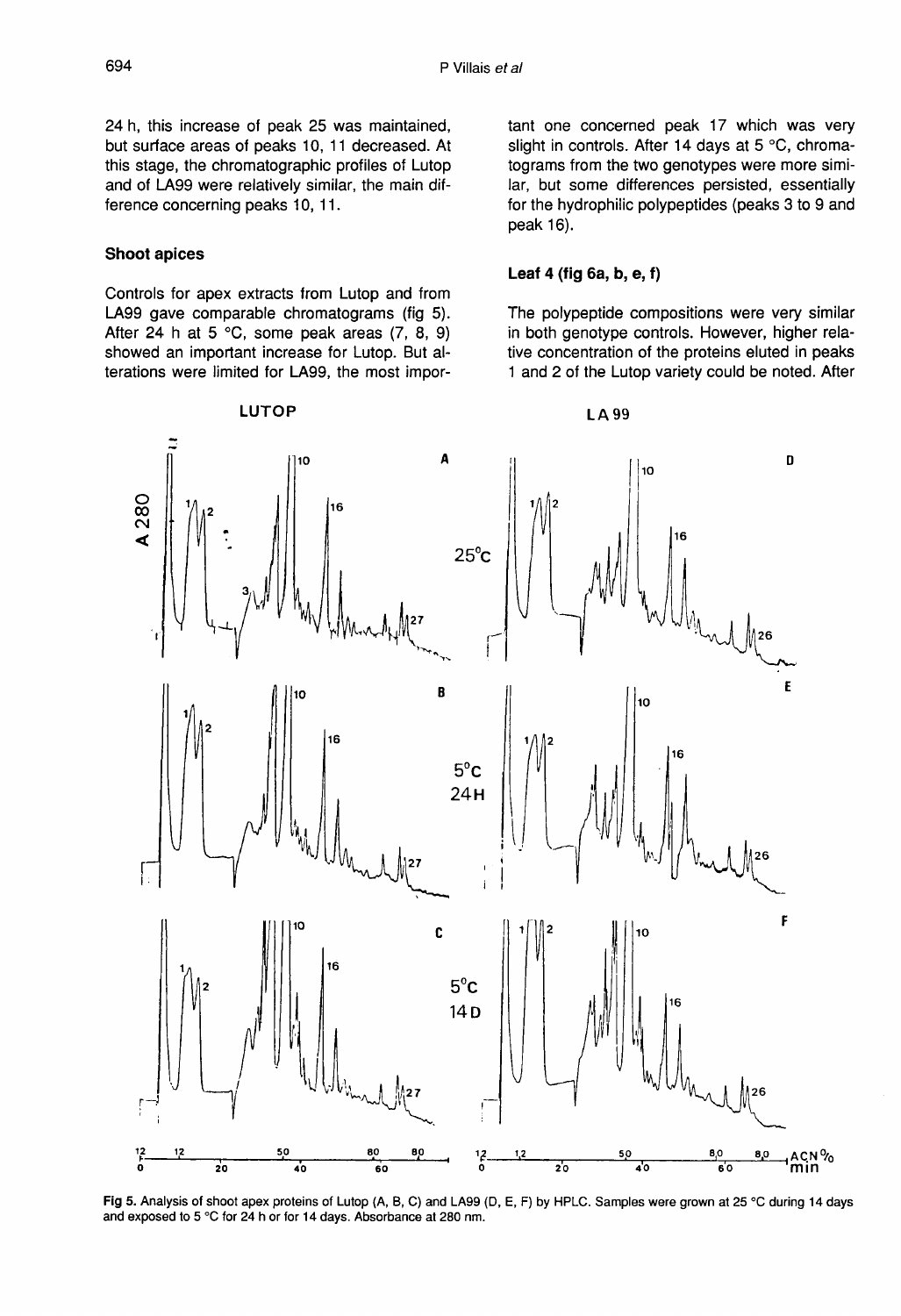24 h, this increase of peak 25 was maintained, but surface areas of peaks 10, 11 decreased. At this stage, the chromatographic profiles of Lutop and of LA99 were relatively similar, the main difference concerning peaks 10, 11.

### Shoot apices

Controls for apex extracts from Lutop and from LA99 gave comparable chromatograms (fig 5). After 24 h at 5 °C, some peak areas (7, 8, 9) showed an important increase for Lutop. But alterations were limited for LA99, the most important one concerned peak 17 which was very slight in controls. After 14 days at 5 °C, chromatograms from the two genotypes were more similar, but some differences persisted, essentially for the hydrophilic polypeptides (peaks 3 to 9 and peak 16).

### Leaf 4 (fig 6a, b, e, f)

The polypeptide compositions were very similar in both genotype controls. However, higher relative concentration of the proteins eluted in peaks 1 and 2 of the Lutop variety could be noted. After

Fig 5. Analysis of shoot apex proteins of Lutop (A, B, C) and LA99 (D, E, F) by HPLC. Samples were grown at 25 °C during 14 days and exposed to 5 °C for 24 h or for 14 days. Absorbance at 280 nm.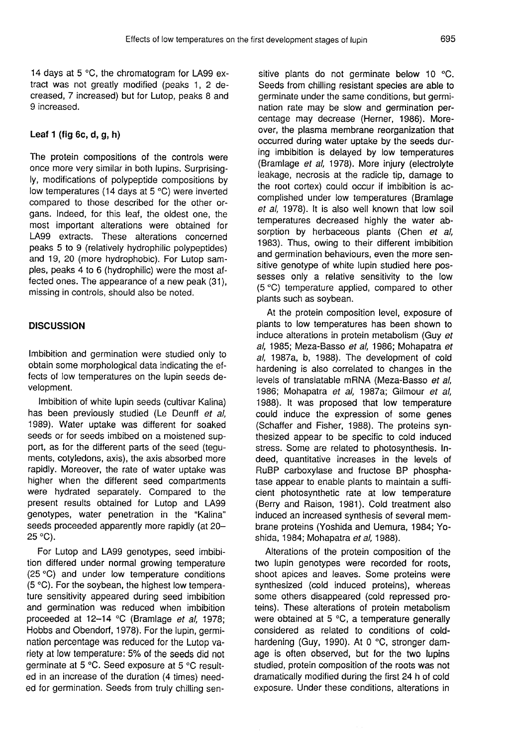14 days at 5 °C, the chromatogram for LA99 extract was not greatly modified (peaks 1, 2 decreased, 7 increased) but for Lutop, peaks 8 and 9 increased.

### Leaf 1 (fig 6c, d, g, h)

The protein compositions of the controls were once more very similar in both lupins. Surprisingly, modifications of polypeptide compositions by low temperatures (14 days at 5 °C) were inverted compared to those described for the other organs. Indeed, for this leaf, the oldest one, the most important alterations were obtained for LA99 extracts. These alterations concerned peaks 5 to 9 (relatively hydrophilic polypeptides) and 19, 20 (more hydrophobic). For Lutop samples, peaks 4 to 6 (hydrophilic) were the most affected ones. The appearance of a new peak (31), missing in controls, should also be noted.

## DISCUSSION

Imbibition and germination were studied only to obtain some morphological data indicating the effects of low temperatures on the lupin seeds development.

Imbibition of white lupin seeds (cultivar Kalina) has been previously studied (Le Deunff *et al*, 1989). Water uptake was different for soaked seeds or for seeds imbibed on a moistened support, as for the different parts of the seed (teguments, cotyledons, axis), the axis absorbed more rapidly. Moreover, the rate of water uptake was higher when the different seed compartments were hydrated separately. Compared to the present results obtained for Lutop and LA99 genotypes, water penetration in the "Kalina" seeds proceeded apparently more rapidly (at 20–25 °C).

For Lutop and LA99 genotypes, seed imbibition differed under normal growing temperature (25 °C) and under low temperature conditions (5 °C). For the soybean, the highest low temperature sensitivity appeared during seed imbibition and germination was reduced when imbibition proceeded at 12–14 °C (Bramlage *et al*, 1978; Hobbs and Obendorf, 1978). For the lupin, germination percentage was reduced for the Lutop variety at low temperature: 5% of the seeds did not germinate at 5 °C. Seed exposure at 5 °C resulted in an increase of the duration (4 times) needed for germination. Seeds from truly chilling sensitive plants do not germinate below 10 °C. Seeds from chilling resistant species are able to germinate under the same conditions, but germination rate may be slow and germination percentage may decrease (Herner, 1986). Moreover, the plasma membrane reorganization that occurred during water uptake by the seeds during imbibition is delayed by low temperatures (Bramlage *et al*, 1978). More injury (electrolyte leakage, necrosis at the radicle tip, damage to the root cortex) could occur if imbibition is accomplished under low temperatures (Bramlage *et al*, 1978). It is also well known that low soil temperatures decreased highly the water absorption by herbaceous plants (Chen *et al*, 1983). Thus, owing to their different imbibition and germination behaviours, even the more sensitive genotype of white lupin studied here possesses only a relative sensitivity to the low (5 °C) temperature applied, compared to other plants such as soybean.

At the protein composition level, exposure of plants to low temperatures has been shown to induce alterations in protein metabolism (Guy *et al*, 1985; Meza-Basso *et al*, 1986; Mohapatra *et al*, 1987a, b, 1988). The development of cold hardening is also correlated to changes in the levels of translatable mRNA (Meza-Basso *et al*, 1986; Mohapatra *et al*, 1987a; Gilmour *et al*, 1988). It was proposed that low temperature could induce the expression of some genes (Schaffer and Fisher, 1988). The proteins synthesized appear to be specific to cold induced stress. Some are related to photosynthesis. Indeed, quantitative increases in the levels of RuBP carboxylase and fructose BP phosphatase appear to enable plants to maintain a sufficient photosynthetic rate at low temperature (Berry and Raison, 1981). Cold treatment also induced an increased synthesis of several membrane proteins (Yoshida and Uemura, 1984; Yoshida, 1984; Mohapatra *et al*, 1988).

Alterations of the protein composition of the two lupin genotypes were recorded for roots, shoot apices and leaves. Some proteins were synthesized (cold induced proteins), whereas some others disappeared (cold repressed proteins). These alterations of protein metabolism were obtained at 5 °C, a temperature generally considered as related to conditions of cold-hardening (Guy, 1990). At 0 °C, stronger damage is often observed, but for the two lupins studied, protein composition of the roots was not dramatically modified during the first 24 h of cold exposure. Under these conditions, alterations in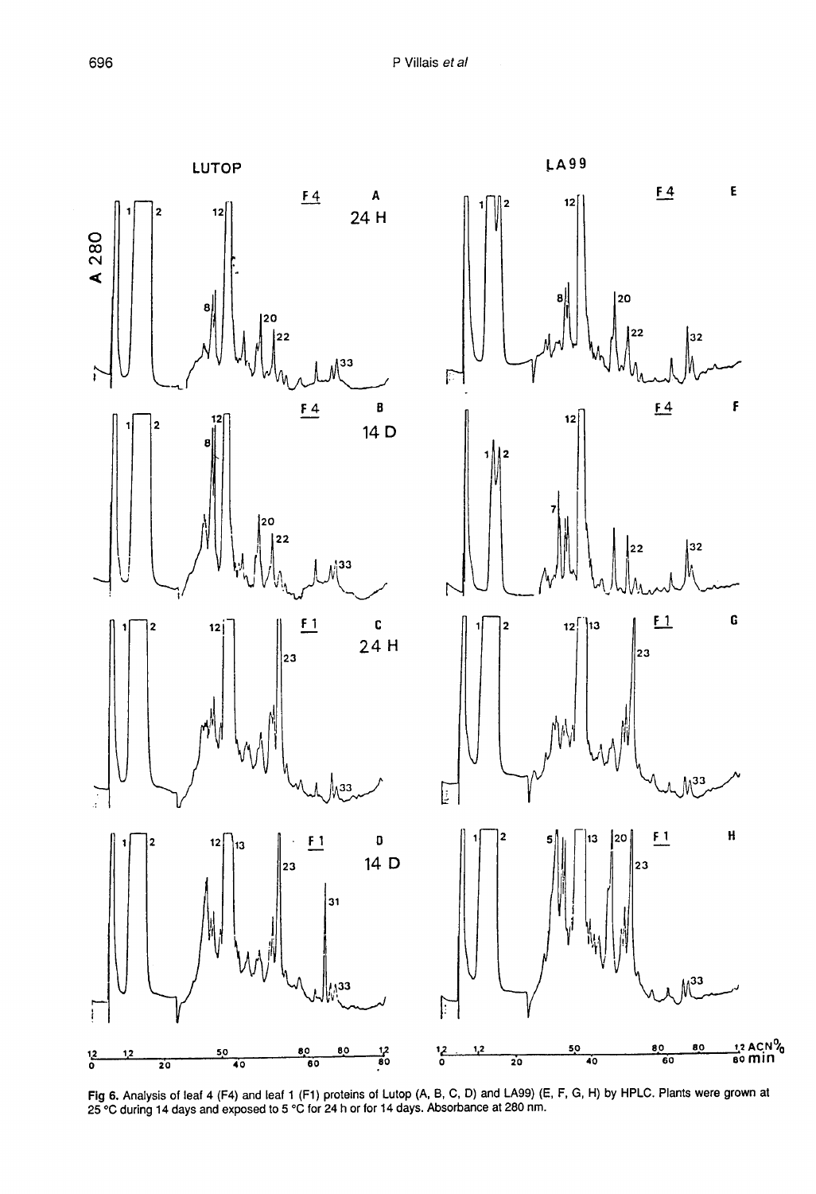**Fig 6.** Analysis of leaf 4 (F4) and leaf 1 (F1) proteins of Lutop (A, B, C, D) and LA99) (E, F, G, H) by HPLC. Plants were grown at 25 °C during 14 days and exposed to 5 °C for 24 h or for 14 days. Absorbance at 280 nm.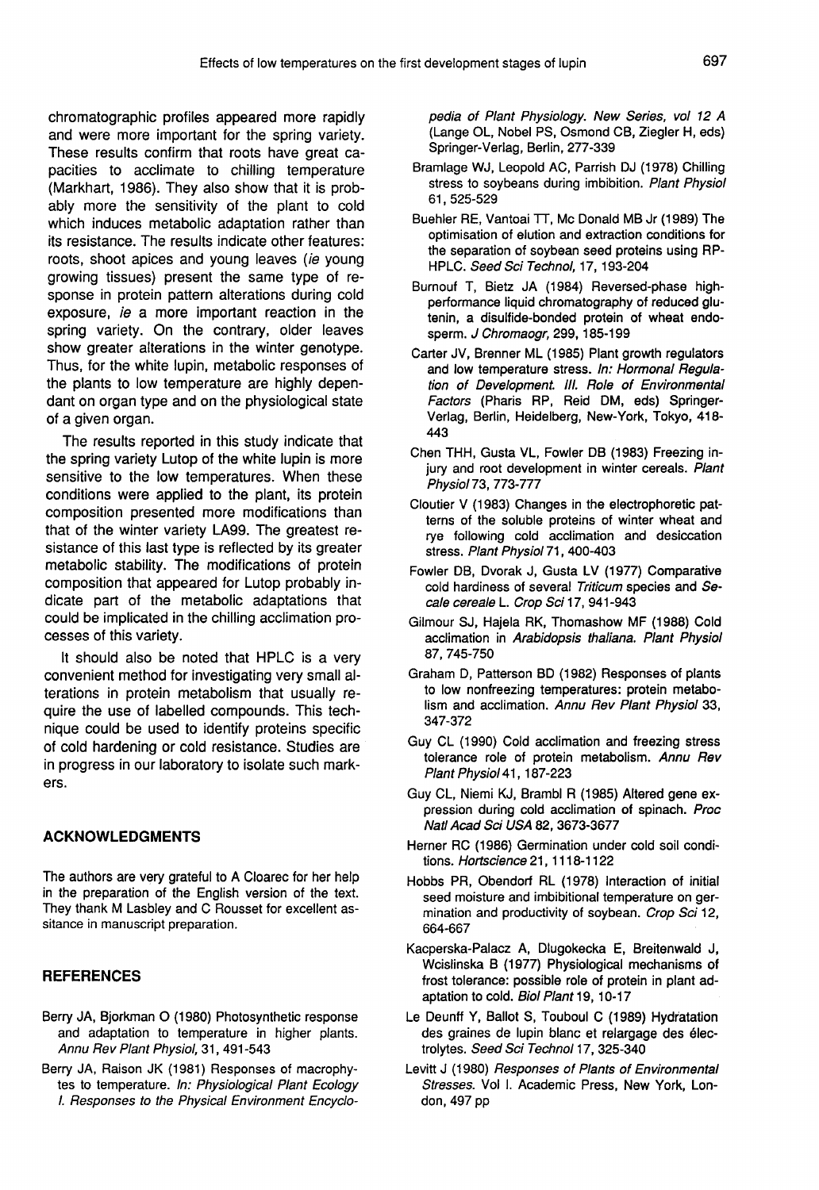chromatographic profiles appeared more rapidly and were more important for the spring variety. These results confirm that roots have great capacities to acclimate to chilling temperature (Markhart, 1986). They also show that it is probably more the sensitivity of the plant to cold which induces metabolic adaptation rather than its resistance. The results indicate other features: roots, shoot apices and young leaves (*ie* young growing tissues) present the same type of response in protein pattern alterations during cold exposure, *ie* a more important reaction in the spring variety. On the contrary, older leaves show greater alterations in the winter genotype. Thus, for the white lupin, metabolic responses of the plants to low temperature are highly dependant on organ type and on the physiological state of a given organ.

The results reported in this study indicate that the spring variety Lutop of the white lupin is more sensitive to the low temperatures. When these conditions were applied to the plant, its protein composition presented more modifications than that of the winter variety LA99. The greatest resistance of this last type is reflected by its greater metabolic stability. The modifications of protein composition that appeared for Lutop probably indicate part of the metabolic adaptations that could be implicated in the chilling acclimation processes of this variety.

It should also be noted that HPLC is a very convenient method for investigating very small alterations in protein metabolism that usually require the use of labelled compounds. This technique could be used to identify proteins specific of cold hardening or cold resistance. Studies are in progress in our laboratory to isolate such markers.

## ACKNOWLEDGMENTS

The authors are very grateful to A Cloarec for her help in the preparation of the English version of the text. They thank M Lasbley and C Rousset for excellent assistance in manuscript preparation.

## REFERENCES

Berry JA, Bjorkman O (1980) Photosynthetic response and adaptation to temperature in higher plants. *Annu Rev Plant Physiol*, 31, 491-543

Berry JA, Raison JK (1981) Responses of macrophytes to temperature. *In: Physiological Plant Ecology I. Responses to the Physical Environment Encyclopedia of Plant Physiology. New Series, vol 12 A* (Lange OL, Nobel PS, Osmond CB, Ziegler H, eds) Springer-Verlag, Berlin, 277-339

Bramlage WJ, Leopold AC, Parrish DJ (1978) Chilling stress to soybeans during imbibition. *Plant Physiol* 61, 525-529

Buehler RE, Vantoai TT, Mc Donald MB Jr (1989) The optimisation of elution and extraction conditions for the separation of soybean seed proteins using RP-HPLC. *Seed Sci Technol*, 17, 193-204

Burnouf T, Bietz JA (1984) Reversed-phase high-performance liquid chromatography of reduced glutenin, a disulfide-bonded protein of wheat endosperm. *J Chromaogr*, 299, 185-199

Carter JV, Brenner ML (1985) Plant growth regulators and low temperature stress. *In: Hormonal Regulation of Development. III. Role of Environmental Factors* (Pharis RP, Reid DM, eds) Springer-Verlag, Berlin, Heidelberg, New-York, Tokyo, 418-443

Chen THH, Gusta VL, Fowler DB (1983) Freezing injury and root development in winter cereals. *Plant Physiol* 73, 773-777

Cloutier V (1983) Changes in the electrophoretic patterns of the soluble proteins of winter wheat and rye following cold acclimation and desiccation stress. *Plant Physiol* 71, 400-403

Fowler DB, Dvorak J, Gusta LV (1977) Comparative cold hardiness of several *Triticum* species and *Secale cereale* L. *Crop Sci* 17, 941-943

Gilmour SJ, Hajela RK, Thomashow MF (1988) Cold acclimation in *Arabidopsis thaliana*. *Plant Physiol* 87, 745-750

Graham D, Patterson BD (1982) Responses of plants to low nonfreezing temperatures: protein metabolism and acclimation. *Annu Rev Plant Physiol* 33, 347-372

Guy CL (1990) Cold acclimation and freezing stress tolerance role of protein metabolism. *Annu Rev Plant Physiol* 41, 187-223

Guy CL, Niemi KJ, Brambl R (1985) Altered gene expression during cold acclimation of spinach. *Proc Natl Acad Sci USA* 82, 3673-3677

Herner RC (1986) Germination under cold soil conditions. *Hortscience* 21, 1118-1122

Hobbs PR, Obendorf RL (1978) Interaction of initial seed moisture and imbibitional temperature on germination and productivity of soybean. *Crop Sci* 12, 664-667

Kacperska-Palacz A, Dlugokecka E, Breitenwald J, Wcislinska B (1977) Physiological mechanisms of frost tolerance: possible role of protein in plant adaptation to cold. *Biol Plant* 19, 10-17

Le Deunff Y, Ballot S, Touboul C (1989) Hydratation des graines de lupin blanc et relargage des électrolytes. *Seed Sci Technol* 17, 325-340

Levitt J (1980) *Responses of Plants of Environmental Stresses.* Vol I. Academic Press, New York, London, 497 pp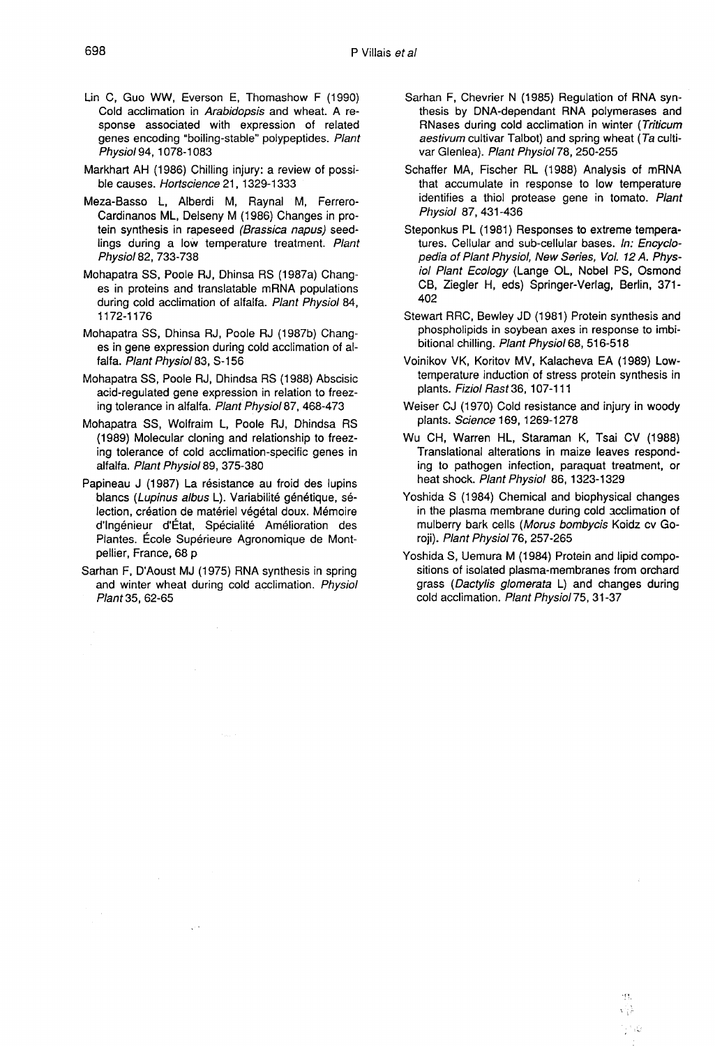Lin C, Guo WW, Everson E, Thomashow F (1990) Cold acclimation in *Arabidopsis* and wheat. A response associated with expression of related genes encoding "boiling-stable" polypeptides. *Plant Physiol* 94, 1078-1083

Markhart AH (1986) Chilling injury: a review of possible causes. *Hortscience* 21, 1329-1333

Meza-Basso L, Alberdi M, Raynal M, Ferrero-Cardinanos ML, Delseny M (1986) Changes in protein synthesis in rapeseed *(Brassica napus)* seedlings during a low temperature treatment. *Plant Physiol* 82, 733-738

Mohapatra SS, Poole RJ, Dhinsa RS (1987a) Changes in proteins and translatable mRNA populations during cold acclimation of alfalfa. *Plant Physiol* 84, 1172-1176

Mohapatra SS, Dhinsa RJ, Poole RJ (1987b) Changes in gene expression during cold acclimation of alfalfa. *Plant Physiol* 83, S-156

Mohapatra SS, Poole RJ, Dhindsa RS (1988) Abscisic acid-regulated gene expression in relation to freezing tolerance in alfalfa. *Plant Physiol* 87, 468-473

Mohapatra SS, Wolfraim L, Poole RJ, Dhindsa RS (1989) Molecular cloning and relationship to freezing tolerance of cold acclimation-specific genes in alfalfa. *Plant Physiol* 89, 375-380

Papineau J (1987) La résistance au froid des lupins blancs (*Lupinus albus* L). Variabilité génétique, sélection, création de matériel végétal doux. Mémoire d'Ingénieur d'État, Spécialité Amélioration des Plantes. École Supérieure Agronomique de Montpellier, France, 68 p

Sarhan F, D'Aoust MJ (1975) RNA synthesis in spring and winter wheat during cold acclimation. *Physiol Plant* 35, 62-65

Sarhan F, Chevrier N (1985) Regulation of RNA synthesis by DNA-dependant RNA polymerases and RNases during cold acclimation in winter (*Triticum aestivum* cultivar Talbot) and spring wheat (*Ta* cultivar Glenlea). *Plant Physiol* 78, 250-255

Schaffer MA, Fischer RL (1988) Analysis of mRNA that accumulate in response to low temperature identifies a thiol protease gene in tomato. *Plant Physiol* 87, 431-436

Steponkus PL (1981) Responses to extreme temperatures. Cellular and sub-cellular bases. *In: Encyclopedia of Plant Physiol, New Series, Vol. 12 A. Physiol Plant Ecology* (Lange OL, Nobel PS, Osmond CB, Ziegler H, eds) Springer-Verlag, Berlin, 371-402

Stewart RRC, Bewley JD (1981) Protein synthesis and phospholipids in soybean axes in response to imbibitional chilling. *Plant Physiol* 68, 516-518

Voinikov VK, Koritov MV, Kalacheva EA (1989) Low-temperature induction of stress protein synthesis in plants. *Fiziol Rast* 36, 107-111

Weiser CJ (1970) Cold resistance and injury in woody plants. *Science* 169, 1269-1278

Wu CH, Warren HL, Staraman K, Tsai CV (1988) Translational alterations in maize leaves responding to pathogen infection, paraquat treatment, or heat shock. *Plant Physiol* 86, 1323-1329

Yoshida S (1984) Chemical and biophysical changes in the plasma membrane during cold acclimation of mulberry bark cells (*Morus bombycis* Koidz cv Goroji). *Plant Physiol* 76, 257-265

Yoshida S, Uemura M (1984) Protein and lipid compositions of isolated plasma-membranes from orchard grass (*Dactylis glomerata* L) and changes during cold acclimation. *Plant Physiol* 75, 31-37